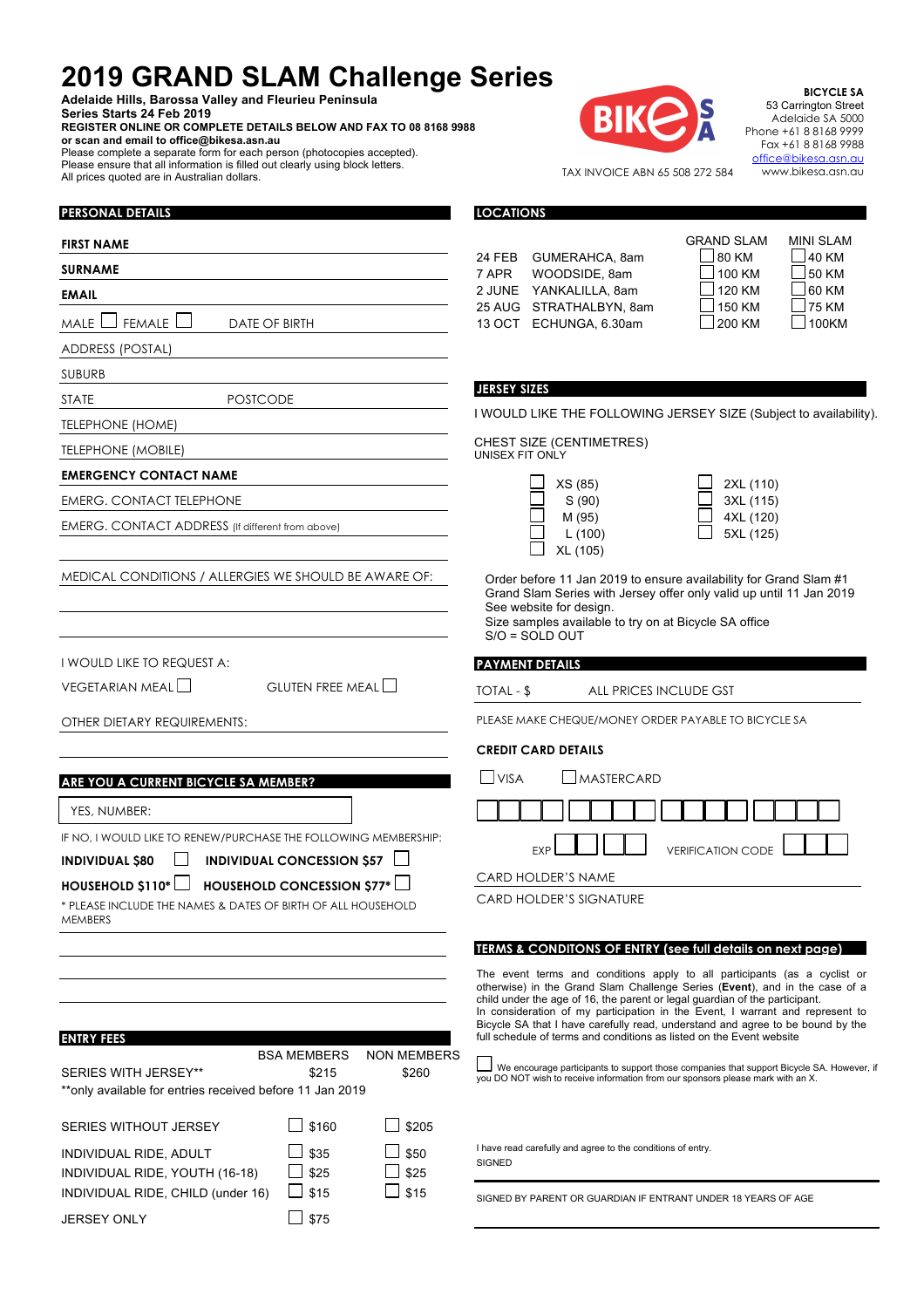# 2019 GRAND SLAM Challenge Series

**Adelaide Hills, Barossa Valley and Fleurieu Peninsula**
**Series Starts 24 Feb 2019**
**REGISTER ONLINE OR COMPLETE DETAILS BELOW AND FAX TO 08 8168 9988**
**or scan and email to office@bikesa.asn.au**
Please complete a separate form for each person (photocopies accepted).
Please ensure that all information is filled out clearly using block letters.
All prices quoted are in Australian dollars.

TAX INVOICE ABN 65 508 272 584

**BICYCLE SA**
53 Carrington Street
Adelaide SA 5000
Phone +61 8 8168 9999
Fax +61 8 8168 9988
office@bikesa.asn.au
www.bikesa.asn.au

## PERSONAL DETAILS

**FIRST NAME**

**SURNAME**

**EMAIL**

MALE ☐ FEMALE ☐ DATE OF BIRTH

ADDRESS (POSTAL)

SUBURB

STATE POSTCODE

TELEPHONE (HOME)

TELEPHONE (MOBILE)

**EMERGENCY CONTACT NAME**

EMERG. CONTACT TELEPHONE

EMERG. CONTACT ADDRESS (If different from above)

MEDICAL CONDITIONS / ALLERGIES WE SHOULD BE AWARE OF:

I WOULD LIKE TO REQUEST A:

VEGETARIAN MEAL ☐ GLUTEN FREE MEAL ☐

OTHER DIETARY REQUIREMENTS:

## ARE YOU A CURRENT BICYCLE SA MEMBER?

YES, NUMBER:

IF NO, I WOULD LIKE TO RENEW/PURCHASE THE FOLLOWING MEMBERSHIP:

**INDIVIDUAL $80** ☐ **INDIVIDUAL CONCESSION $57** ☐

**HOUSEHOLD $110*** ☐ **HOUSEHOLD CONCESSION $77*** ☐

* PLEASE INCLUDE THE NAMES & DATES OF BIRTH OF ALL HOUSEHOLD MEMBERS

## ENTRY FEES

| | BSA MEMBERS | NON MEMBERS |
|---|---|---|
| SERIES WITH JERSEY** | $215 | $260 |
| **only available for entries received before 11 Jan 2019 | | |
| SERIES WITHOUT JERSEY | ☐ $160 | ☐ $205 |
| INDIVIDUAL RIDE, ADULT | ☐ $35 | ☐ $50 |
| INDIVIDUAL RIDE, YOUTH (16-18) | ☐ $25 | ☐ $25 |
| INDIVIDUAL RIDE, CHILD (under 16) | ☐ $15 | ☐ $15 |
| JERSEY ONLY | ☐ $75 | |

## LOCATIONS

| Date | Location | GRAND SLAM | MINI SLAM |
|---|---|---|---|
| 24 FEB | GUMERAHCA, 8am | ☐ 80 KM | ☐ 40 KM |
| 7 APR | WOODSIDE, 8am | ☐ 100 KM | ☐ 50 KM |
| 2 JUNE | YANKALILLA, 8am | ☐ 120 KM | ☐ 60 KM |
| 25 AUG | STRATHALBYN, 8am | ☐ 150 KM | ☐ 75 KM |
| 13 OCT | ECHUNGA, 6.30am | ☐ 200 KM | ☐ 100KM |

## JERSEY SIZES

I WOULD LIKE THE FOLLOWING JERSEY SIZE (Subject to availability).

CHEST SIZE (CENTIMETRES)
UNISEX FIT ONLY

| | |
|---|---|
| ☐ XS (85) | ☐ 2XL (110) |
| ☐ S (90) | ☐ 3XL (115) |
| ☐ M (95) | ☐ 4XL (120) |
| ☐ L (100) | ☐ 5XL (125) |
| ☐ XL (105) | |

Order before 11 Jan 2019 to ensure availability for Grand Slam #1
Grand Slam Series with Jersey offer only valid up until 11 Jan 2019
See website for design.
Size samples available to try on at Bicycle SA office
S/O = SOLD OUT

## PAYMENT DETAILS

TOTAL - $ ALL PRICES INCLUDE GST

PLEASE MAKE CHEQUE/MONEY ORDER PAYABLE TO BICYCLE SA

**CREDIT CARD DETAILS**

☐ VISA ☐ MASTERCARD

EXP VERIFICATION CODE

CARD HOLDER'S NAME

CARD HOLDER'S SIGNATURE

## TERMS & CONDITONS OF ENTRY (see full details on next page)

The event terms and conditions apply to all participants (as a cyclist or otherwise) in the Grand Slam Challenge Series (**Event**), and in the case of a child under the age of 16, the parent or legal guardian of the participant.
In consideration of my participation in the Event, I warrant and represent to Bicycle SA that I have carefully read, understand and agree to be bound by the full schedule of terms and conditions as listed on the Event website

☐ We encourage participants to support those companies that support Bicycle SA. However, if you DO NOT wish to receive information from our sponsors please mark with an X.

I have read carefully and agree to the conditions of entry.
SIGNED

SIGNED BY PARENT OR GUARDIAN IF ENTRANT UNDER 18 YEARS OF AGE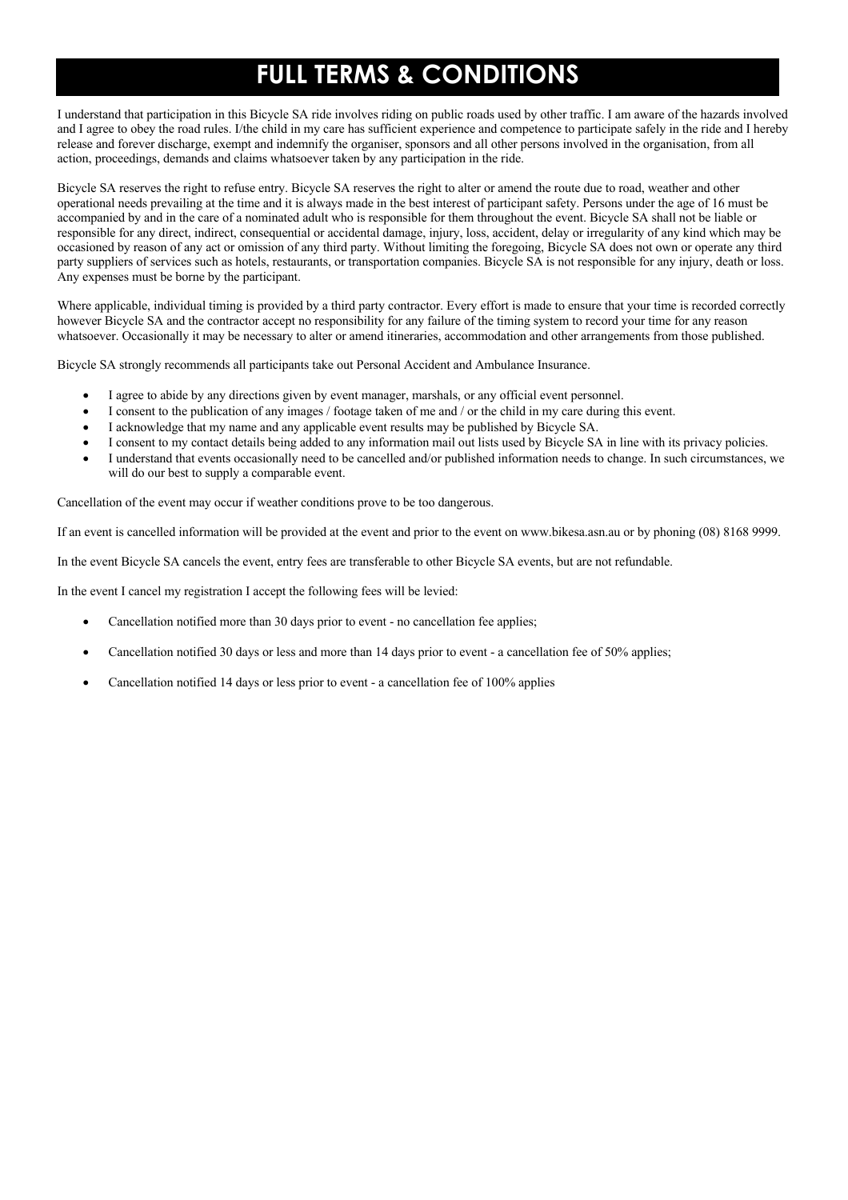# FULL TERMS & CONDITIONS

I understand that participation in this Bicycle SA ride involves riding on public roads used by other traffic. I am aware of the hazards involved and I agree to obey the road rules. I/the child in my care has sufficient experience and competence to participate safely in the ride and I hereby release and forever discharge, exempt and indemnify the organiser, sponsors and all other persons involved in the organisation, from all action, proceedings, demands and claims whatsoever taken by any participation in the ride.

Bicycle SA reserves the right to refuse entry. Bicycle SA reserves the right to alter or amend the route due to road, weather and other operational needs prevailing at the time and it is always made in the best interest of participant safety. Persons under the age of 16 must be accompanied by and in the care of a nominated adult who is responsible for them throughout the event. Bicycle SA shall not be liable or responsible for any direct, indirect, consequential or accidental damage, injury, loss, accident, delay or irregularity of any kind which may be occasioned by reason of any act or omission of any third party. Without limiting the foregoing, Bicycle SA does not own or operate any third party suppliers of services such as hotels, restaurants, or transportation companies. Bicycle SA is not responsible for any injury, death or loss. Any expenses must be borne by the participant.

Where applicable, individual timing is provided by a third party contractor. Every effort is made to ensure that your time is recorded correctly however Bicycle SA and the contractor accept no responsibility for any failure of the timing system to record your time for any reason whatsoever. Occasionally it may be necessary to alter or amend itineraries, accommodation and other arrangements from those published.

Bicycle SA strongly recommends all participants take out Personal Accident and Ambulance Insurance.

- I agree to abide by any directions given by event manager, marshals, or any official event personnel.
- I consent to the publication of any images / footage taken of me and / or the child in my care during this event.
- I acknowledge that my name and any applicable event results may be published by Bicycle SA.
- I consent to my contact details being added to any information mail out lists used by Bicycle SA in line with its privacy policies.
- I understand that events occasionally need to be cancelled and/or published information needs to change. In such circumstances, we will do our best to supply a comparable event.

Cancellation of the event may occur if weather conditions prove to be too dangerous.

If an event is cancelled information will be provided at the event and prior to the event on www.bikesa.asn.au or by phoning (08) 8168 9999.

In the event Bicycle SA cancels the event, entry fees are transferable to other Bicycle SA events, but are not refundable.

In the event I cancel my registration I accept the following fees will be levied:

- Cancellation notified more than 30 days prior to event - no cancellation fee applies;
- Cancellation notified 30 days or less and more than 14 days prior to event - a cancellation fee of 50% applies;
- Cancellation notified 14 days or less prior to event - a cancellation fee of 100% applies